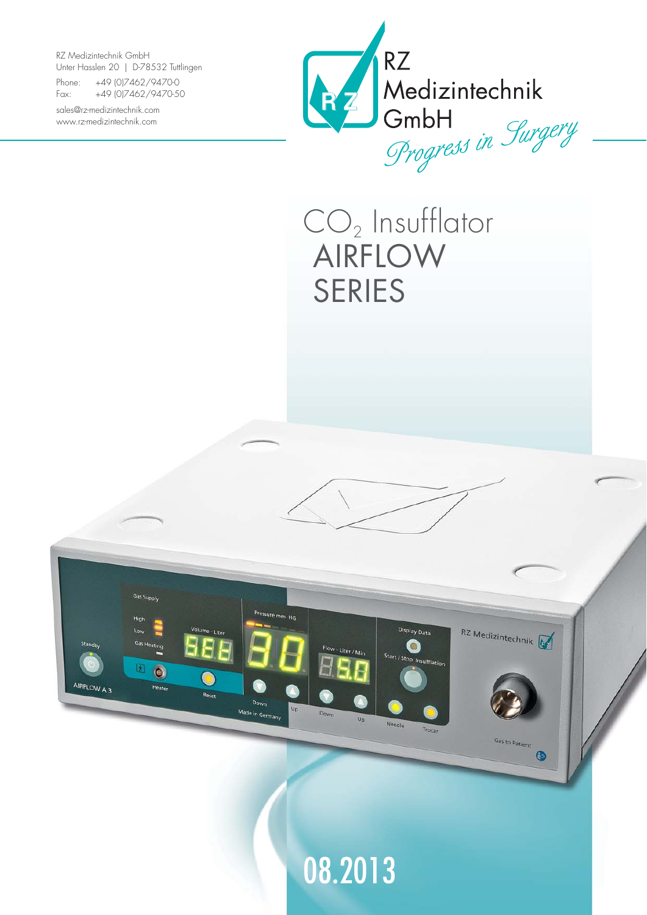RZ Medizintechnik GmbH
Unter Hasslen 20 | D-78532 Tuttlingen

Phone: +49 (0)7462/9470-0
Fax: +49 (0)7462/9470-50

sales@rz-medizintechnik.com
www.rz-medizintechnik.com

RZ Medizintechnik GmbH

*Progress in Surgery*

# $CO_2$ Insufflator AIRFLOW SERIES

08.2013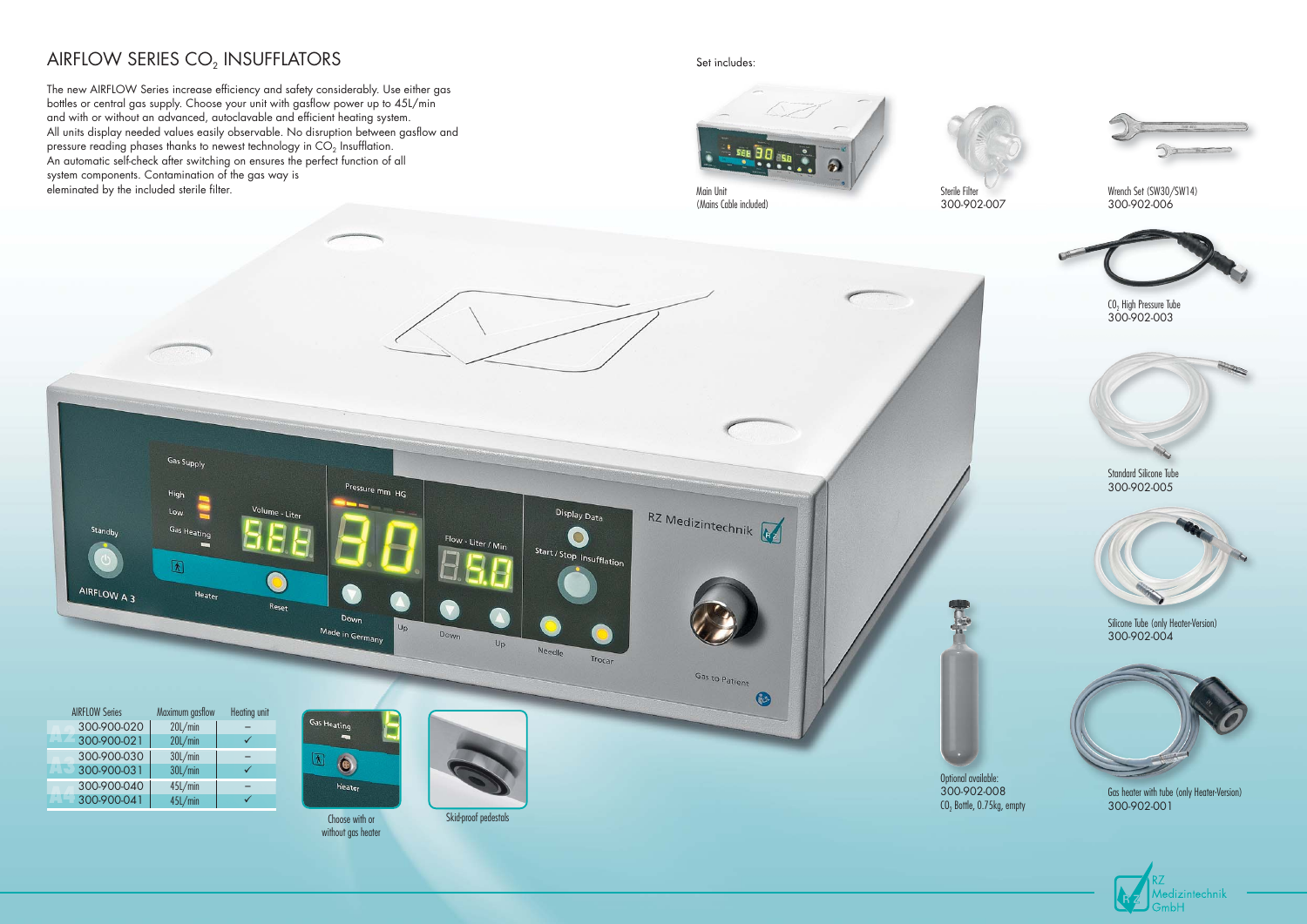# AIRFLOW SERIES $CO_2$ INSUFFLATORS

The new AIRFLOW Series increase efficiency and safety considerably. Use either gas bottles or central gas supply. Choose your unit with gasflow power up to 45L/min and with or without an advanced, autoclavable and efficient heating system.
All units display needed values easily observable. No disruption between gasflow and pressure reading phases thanks to newest technology in $CO_2$ Insufflation.
An automatic self-check after switching on ensures the perfect function of all system components. Contamination of the gas way is eleminated by the included sterile filter.

| | AIRFLOW Series | Maximum gasflow | Heating unit |
|---|---|---|---|
| A2 | 300-900-020 | 20L/min | – |
| | 300-900-021 | 20L/min | ✓ |
| A3 | 300-900-030 | 30L/min | – |
| | 300-900-031 | 30L/min | ✓ |
| A4 | 300-900-040 | 45L/min | – |
| | 300-900-041 | 45L/min | ✓ |

Choose with or without gas heater

Skid-proof pedestals

Set includes:

Main Unit
(Mains Cable included)

Sterile Filter
300-902-007

Wrench Set (SW30/SW14)
300-902-006

$CO_2$ High Pressure Tube
300-902-003

Standard Silicone Tube
300-902-005

Silicone Tube (only Heater-Version)
300-902-004

Optional available:
300-902-008
$CO_2$ Bottle, 0.75kg, empty

Gas heater with tube (only Heater-Version)
300-902-001

RZ Medizintechnik GmbH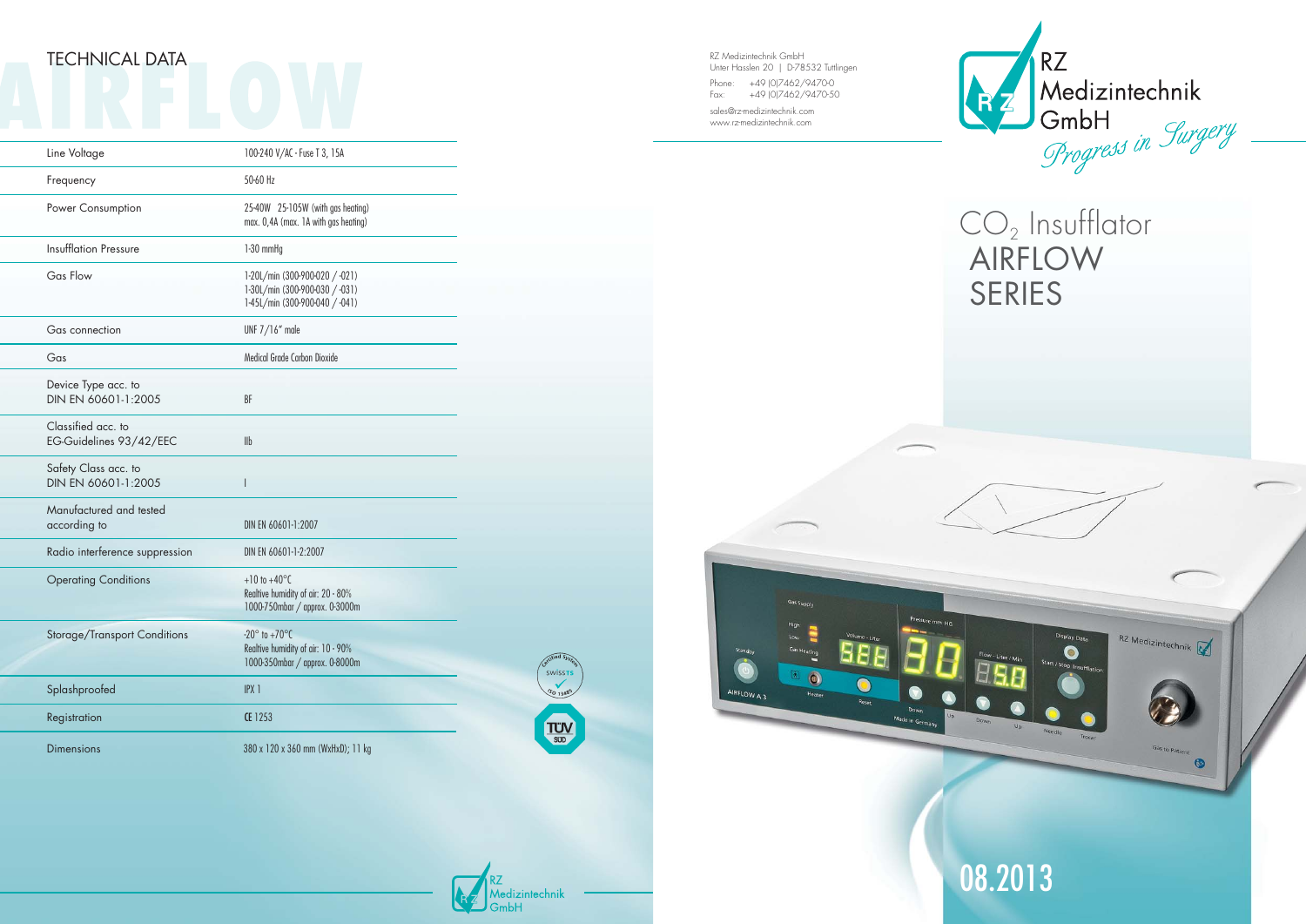# TECHNICAL DATA

AIRFLOW

| | |
|---|---|
| Line Voltage | 100-240 V/AC - Fuse T 3, 15A |
| Frequency | 50-60 Hz |
| Power Consumption | 25-40W 25-105W (with gas heating)<br>max. 0,4A (max. 1A with gas heating) |
| Insufflation Pressure | 1-30 mmHg |
| Gas Flow | 1-20L/min (300-900-020 / -021)<br>1-30L/min (300-900-030 / -031)<br>1-45L/min (300-900-040 / -041) |
| Gas connection | UNF 7/16" male |
| Gas | Medical Grade Carbon Dioxide |
| Device Type acc. to DIN EN 60601-1:2005 | BF |
| Classified acc. to EG-Guidelines 93/42/EEC | IIb |
| Safety Class acc. to DIN EN 60601-1:2005 | I |
| Manufactured and tested according to | DIN EN 60601-1:2007 |
| Radio interference suppression | DIN EN 60601-1-2:2007 |
| Operating Conditions | +10 to +40°C<br>Realtive humidity of air: 20 - 80%<br>1000-750mbar / approx. 0-3000m |
| Storage/Transport Conditions | -20° to +70°C<br>Realtive humidity of air: 10 - 90%<br>1000-350mbar / approx. 0-8000m |
| Splashproofed | IPX 1 |
| Registration | CE 1253 |
| Dimensions | 380 x 120 x 360 mm (WxHxD); 11 kg |

RZ Medizintechnik GmbH
Unter Hasslen 20 | D-78532 Tuttlingen

Phone: +49 (0)7462/9470-0
Fax: +49 (0)7462/9470-50

sales@rz-medizintechnik.com
www.rz-medizintechnik.com

RZ Medizintechnik GmbH
*Progress in Surgery*

# $CO_2$ Insufflator AIRFLOW SERIES

08.2013